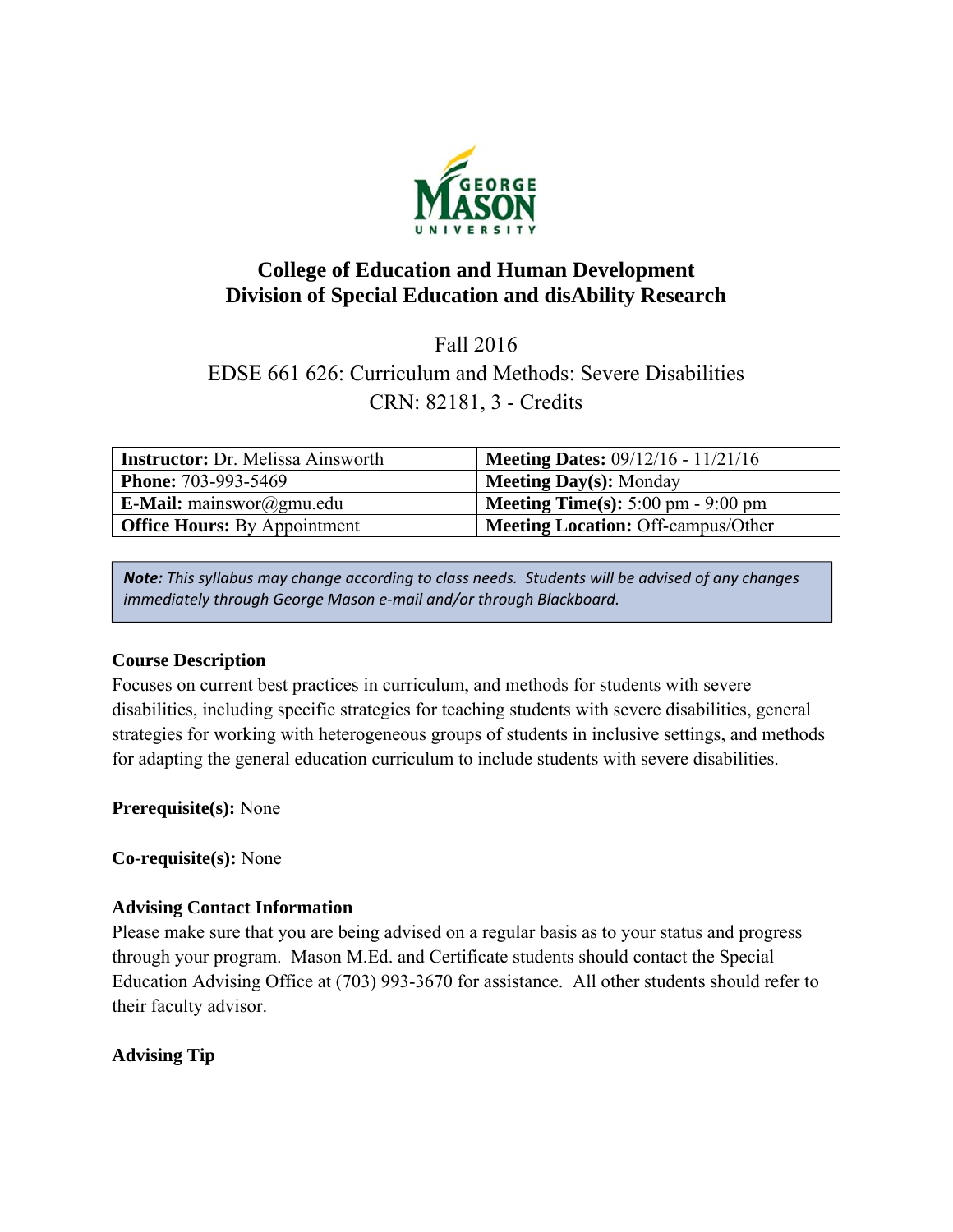## College of Education and Human Development
## Division of Special Education and disAbility Research

Fall 2016

EDSE 661 626: Curriculum and Methods: Severe Disabilities

CRN: 82181, 3 - Credits

| **Instructor:** Dr. Melissa Ainsworth | **Meeting Dates:** 09/12/16 - 11/21/16 |
|---|---|
| **Phone:** 703-993-5469 | **Meeting Day(s):** Monday |
| **E-Mail:** mainswor@gmu.edu | **Meeting Time(s):** 5:00 pm - 9:00 pm |
| **Office Hours:** By Appointment | **Meeting Location:** Off-campus/Other |

***Note:** This syllabus may change according to class needs. Students will be advised of any changes immediately through George Mason e-mail and/or through Blackboard.*

**Course Description**

Focuses on current best practices in curriculum, and methods for students with severe disabilities, including specific strategies for teaching students with severe disabilities, general strategies for working with heterogeneous groups of students in inclusive settings, and methods for adapting the general education curriculum to include students with severe disabilities.

**Prerequisite(s):** None

**Co-requisite(s):** None

**Advising Contact Information**

Please make sure that you are being advised on a regular basis as to your status and progress through your program. Mason M.Ed. and Certificate students should contact the Special Education Advising Office at (703) 993-3670 for assistance. All other students should refer to their faculty advisor.

**Advising Tip**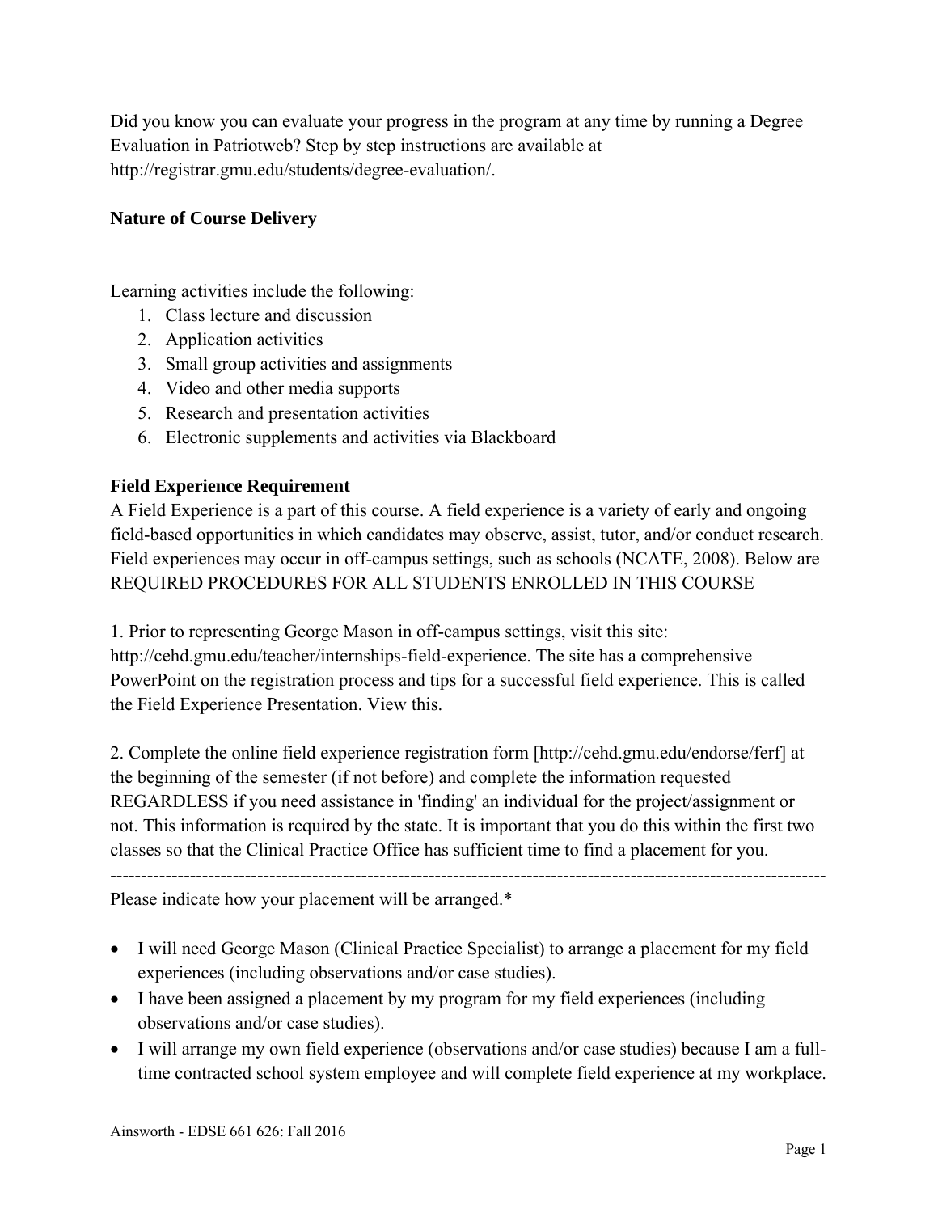Did you know you can evaluate your progress in the program at any time by running a Degree Evaluation in Patriotweb? Step by step instructions are available at http://registrar.gmu.edu/students/degree-evaluation/.

**Nature of Course Delivery**

Learning activities include the following:

1. Class lecture and discussion
2. Application activities
3. Small group activities and assignments
4. Video and other media supports
5. Research and presentation activities
6. Electronic supplements and activities via Blackboard

**Field Experience Requirement**

A Field Experience is a part of this course. A field experience is a variety of early and ongoing field-based opportunities in which candidates may observe, assist, tutor, and/or conduct research. Field experiences may occur in off-campus settings, such as schools (NCATE, 2008). Below are REQUIRED PROCEDURES FOR ALL STUDENTS ENROLLED IN THIS COURSE

1. Prior to representing George Mason in off-campus settings, visit this site: http://cehd.gmu.edu/teacher/internships-field-experience. The site has a comprehensive PowerPoint on the registration process and tips for a successful field experience. This is called the Field Experience Presentation. View this.

2. Complete the online field experience registration form [http://cehd.gmu.edu/endorse/ferf] at the beginning of the semester (if not before) and complete the information requested REGARDLESS if you need assistance in 'finding' an individual for the project/assignment or not. This information is required by the state. It is important that you do this within the first two classes so that the Clinical Practice Office has sufficient time to find a placement for you.

---

Please indicate how your placement will be arranged.*

- I will need George Mason (Clinical Practice Specialist) to arrange a placement for my field experiences (including observations and/or case studies).
- I have been assigned a placement by my program for my field experiences (including observations and/or case studies).
- I will arrange my own field experience (observations and/or case studies) because I am a full-time contracted school system employee and will complete field experience at my workplace.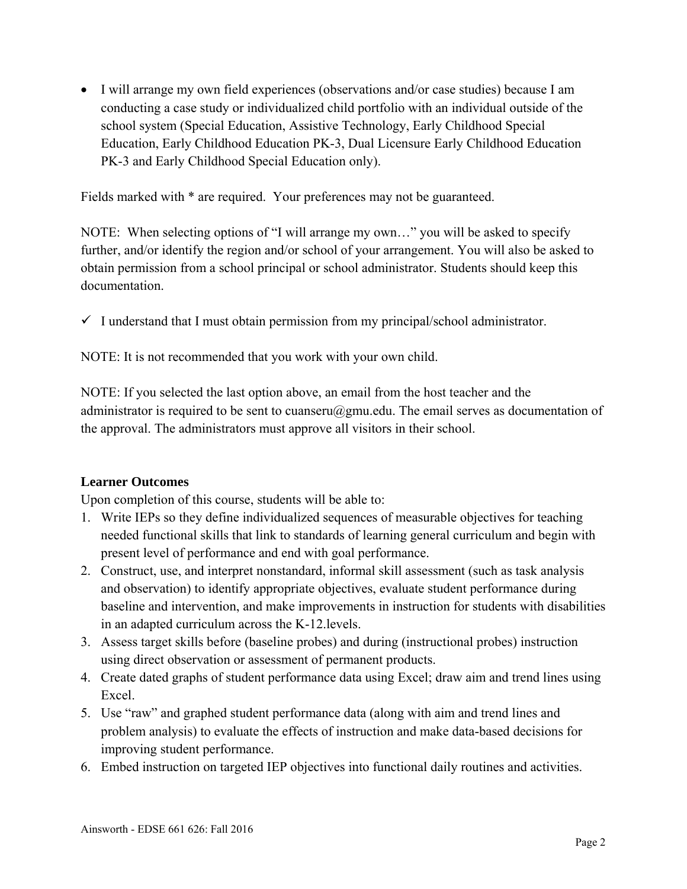- I will arrange my own field experiences (observations and/or case studies) because I am conducting a case study or individualized child portfolio with an individual outside of the school system (Special Education, Assistive Technology, Early Childhood Special Education, Early Childhood Education PK-3, Dual Licensure Early Childhood Education PK-3 and Early Childhood Special Education only).

Fields marked with * are required. Your preferences may not be guaranteed.

NOTE: When selecting options of "I will arrange my own…" you will be asked to specify further, and/or identify the region and/or school of your arrangement. You will also be asked to obtain permission from a school principal or school administrator. Students should keep this documentation.

✓ I understand that I must obtain permission from my principal/school administrator.

NOTE: It is not recommended that you work with your own child.

NOTE: If you selected the last option above, an email from the host teacher and the administrator is required to be sent to cuanseru@gmu.edu. The email serves as documentation of the approval. The administrators must approve all visitors in their school.

**Learner Outcomes**

Upon completion of this course, students will be able to:

1. Write IEPs so they define individualized sequences of measurable objectives for teaching needed functional skills that link to standards of learning general curriculum and begin with present level of performance and end with goal performance.
2. Construct, use, and interpret nonstandard, informal skill assessment (such as task analysis and observation) to identify appropriate objectives, evaluate student performance during baseline and intervention, and make improvements in instruction for students with disabilities in an adapted curriculum across the K-12.levels.
3. Assess target skills before (baseline probes) and during (instructional probes) instruction using direct observation or assessment of permanent products.
4. Create dated graphs of student performance data using Excel; draw aim and trend lines using Excel.
5. Use "raw" and graphed student performance data (along with aim and trend lines and problem analysis) to evaluate the effects of instruction and make data-based decisions for improving student performance.
6. Embed instruction on targeted IEP objectives into functional daily routines and activities.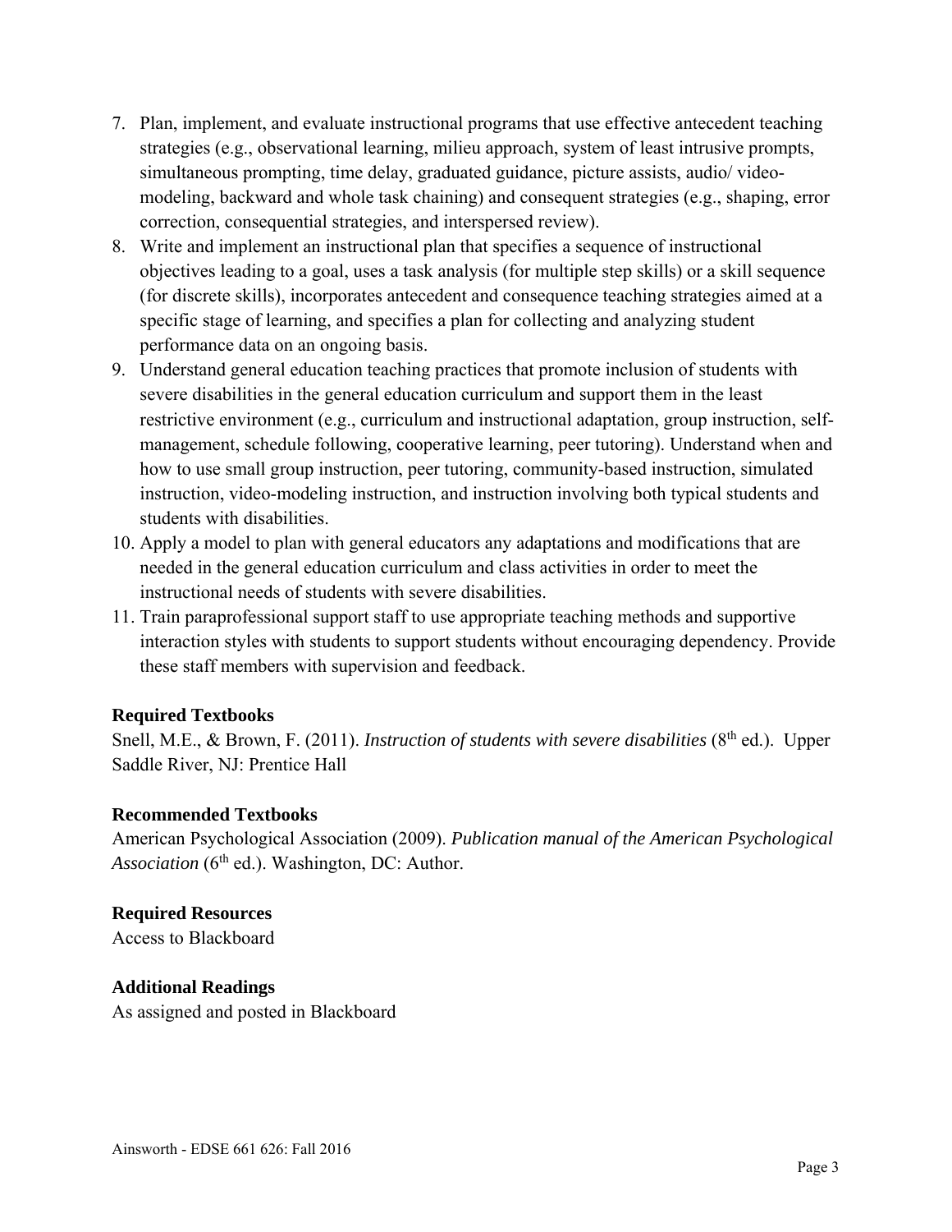7. Plan, implement, and evaluate instructional programs that use effective antecedent teaching strategies (e.g., observational learning, milieu approach, system of least intrusive prompts, simultaneous prompting, time delay, graduated guidance, picture assists, audio/ video-modeling, backward and whole task chaining) and consequent strategies (e.g., shaping, error correction, consequential strategies, and interspersed review).
8. Write and implement an instructional plan that specifies a sequence of instructional objectives leading to a goal, uses a task analysis (for multiple step skills) or a skill sequence (for discrete skills), incorporates antecedent and consequence teaching strategies aimed at a specific stage of learning, and specifies a plan for collecting and analyzing student performance data on an ongoing basis.
9. Understand general education teaching practices that promote inclusion of students with severe disabilities in the general education curriculum and support them in the least restrictive environment (e.g., curriculum and instructional adaptation, group instruction, self-management, schedule following, cooperative learning, peer tutoring). Understand when and how to use small group instruction, peer tutoring, community-based instruction, simulated instruction, video-modeling instruction, and instruction involving both typical students and students with disabilities.
10. Apply a model to plan with general educators any adaptations and modifications that are needed in the general education curriculum and class activities in order to meet the instructional needs of students with severe disabilities.
11. Train paraprofessional support staff to use appropriate teaching methods and supportive interaction styles with students to support students without encouraging dependency. Provide these staff members with supervision and feedback.

**Required Textbooks**

Snell, M.E., & Brown, F. (2011). *Instruction of students with severe disabilities* (8th ed.). Upper Saddle River, NJ: Prentice Hall

**Recommended Textbooks**

American Psychological Association (2009). *Publication manual of the American Psychological Association* (6th ed.). Washington, DC: Author.

**Required Resources**

Access to Blackboard

**Additional Readings**

As assigned and posted in Blackboard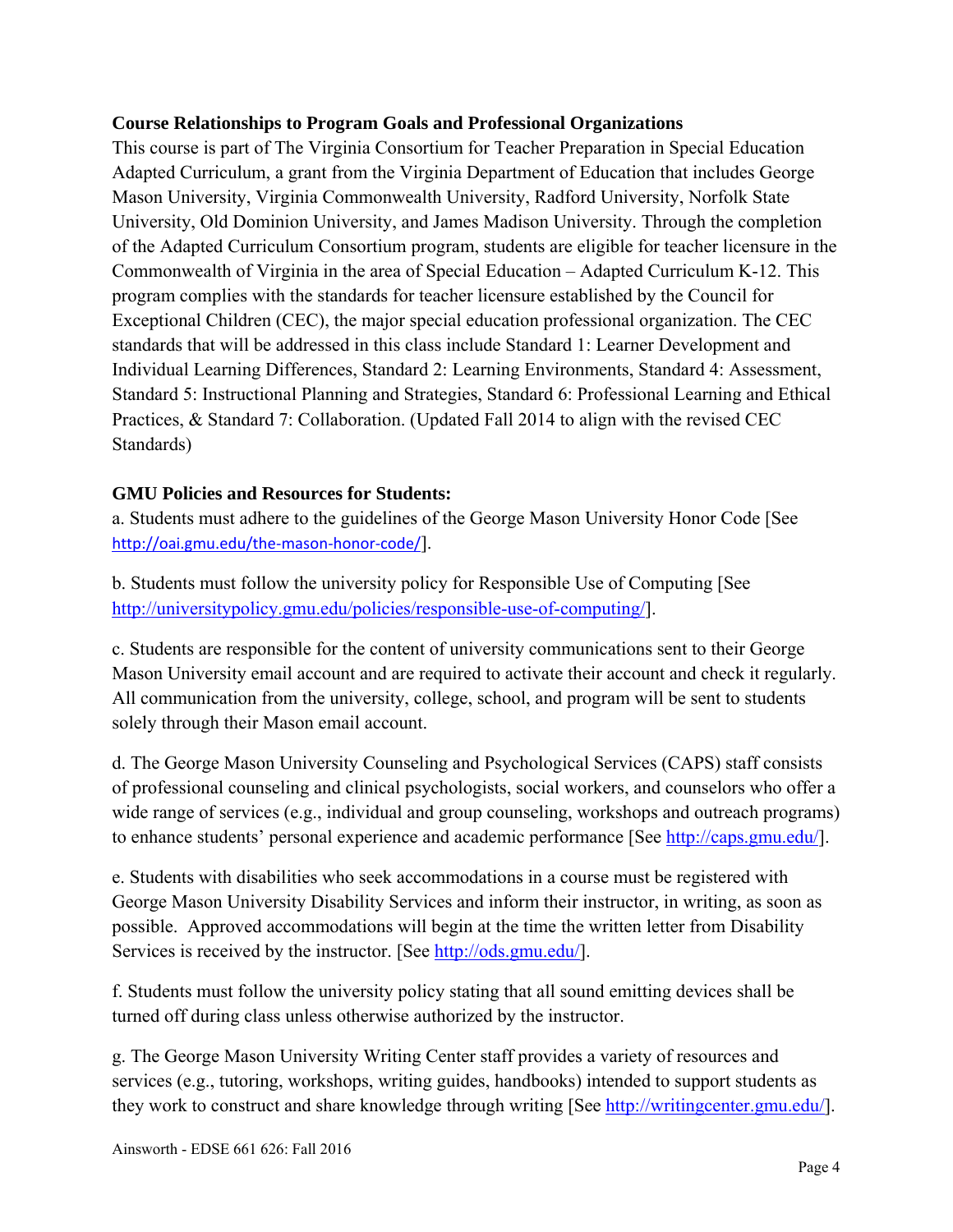**Course Relationships to Program Goals and Professional Organizations**

This course is part of The Virginia Consortium for Teacher Preparation in Special Education Adapted Curriculum, a grant from the Virginia Department of Education that includes George Mason University, Virginia Commonwealth University, Radford University, Norfolk State University, Old Dominion University, and James Madison University. Through the completion of the Adapted Curriculum Consortium program, students are eligible for teacher licensure in the Commonwealth of Virginia in the area of Special Education – Adapted Curriculum K-12. This program complies with the standards for teacher licensure established by the Council for Exceptional Children (CEC), the major special education professional organization. The CEC standards that will be addressed in this class include Standard 1: Learner Development and Individual Learning Differences, Standard 2: Learning Environments, Standard 4: Assessment, Standard 5: Instructional Planning and Strategies, Standard 6: Professional Learning and Ethical Practices, & Standard 7: Collaboration. (Updated Fall 2014 to align with the revised CEC Standards)

**GMU Policies and Resources for Students:**

a. Students must adhere to the guidelines of the George Mason University Honor Code [See http://oai.gmu.edu/the-mason-honor-code/].

b. Students must follow the university policy for Responsible Use of Computing [See http://universitypolicy.gmu.edu/policies/responsible-use-of-computing/].

c. Students are responsible for the content of university communications sent to their George Mason University email account and are required to activate their account and check it regularly. All communication from the university, college, school, and program will be sent to students solely through their Mason email account.

d. The George Mason University Counseling and Psychological Services (CAPS) staff consists of professional counseling and clinical psychologists, social workers, and counselors who offer a wide range of services (e.g., individual and group counseling, workshops and outreach programs) to enhance students' personal experience and academic performance [See http://caps.gmu.edu/].

e. Students with disabilities who seek accommodations in a course must be registered with George Mason University Disability Services and inform their instructor, in writing, as soon as possible. Approved accommodations will begin at the time the written letter from Disability Services is received by the instructor. [See http://ods.gmu.edu/].

f. Students must follow the university policy stating that all sound emitting devices shall be turned off during class unless otherwise authorized by the instructor.

g. The George Mason University Writing Center staff provides a variety of resources and services (e.g., tutoring, workshops, writing guides, handbooks) intended to support students as they work to construct and share knowledge through writing [See http://writingcenter.gmu.edu/].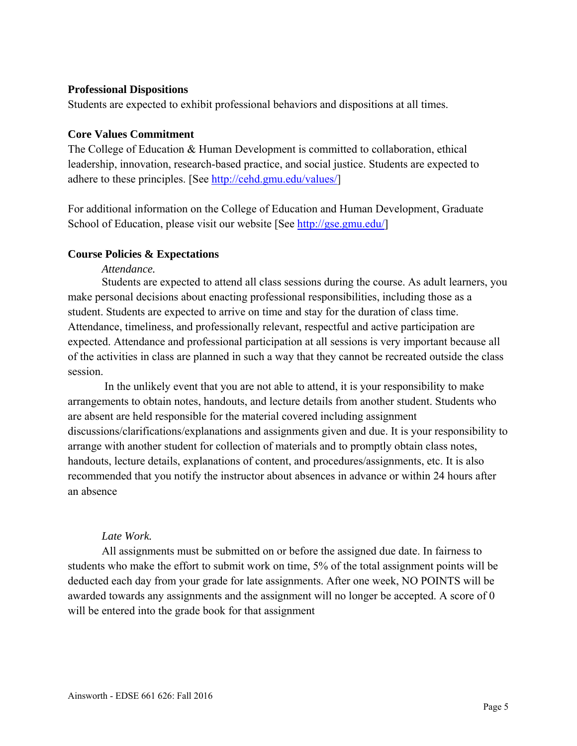**Professional Dispositions**

Students are expected to exhibit professional behaviors and dispositions at all times.

**Core Values Commitment**

The College of Education & Human Development is committed to collaboration, ethical leadership, innovation, research-based practice, and social justice. Students are expected to adhere to these principles. [See http://cehd.gmu.edu/values/]

For additional information on the College of Education and Human Development, Graduate School of Education, please visit our website [See http://gse.gmu.edu/]

**Course Policies & Expectations**

*Attendance.*

Students are expected to attend all class sessions during the course. As adult learners, you make personal decisions about enacting professional responsibilities, including those as a student. Students are expected to arrive on time and stay for the duration of class time. Attendance, timeliness, and professionally relevant, respectful and active participation are expected. Attendance and professional participation at all sessions is very important because all of the activities in class are planned in such a way that they cannot be recreated outside the class session.

In the unlikely event that you are not able to attend, it is your responsibility to make arrangements to obtain notes, handouts, and lecture details from another student. Students who are absent are held responsible for the material covered including assignment discussions/clarifications/explanations and assignments given and due. It is your responsibility to arrange with another student for collection of materials and to promptly obtain class notes, handouts, lecture details, explanations of content, and procedures/assignments, etc. It is also recommended that you notify the instructor about absences in advance or within 24 hours after an absence

*Late Work.*

All assignments must be submitted on or before the assigned due date. In fairness to students who make the effort to submit work on time, 5% of the total assignment points will be deducted each day from your grade for late assignments. After one week, NO POINTS will be awarded towards any assignments and the assignment will no longer be accepted. A score of 0 will be entered into the grade book for that assignment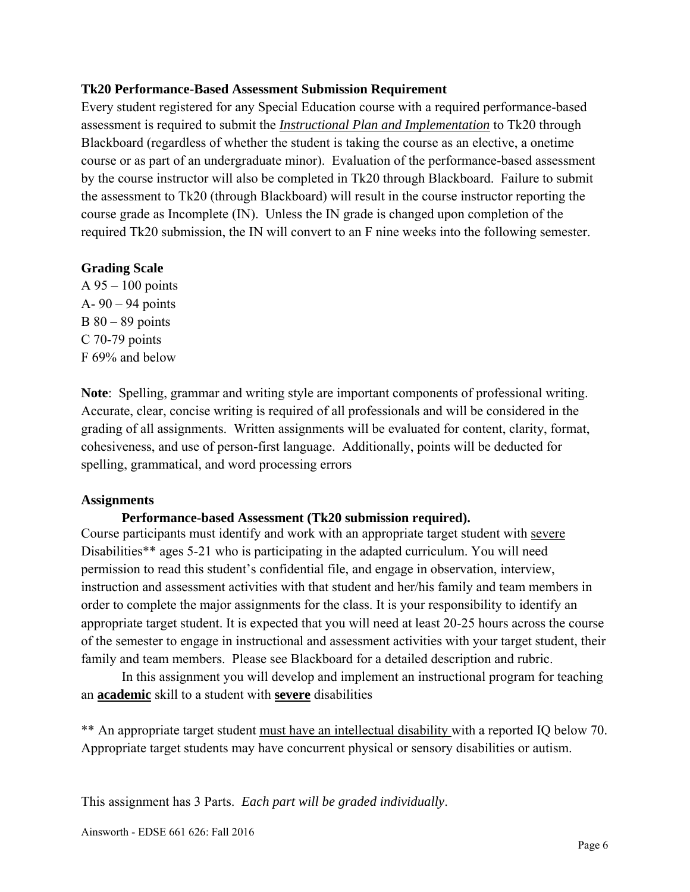**Tk20 Performance-Based Assessment Submission Requirement**

Every student registered for any Special Education course with a required performance-based assessment is required to submit the ***Instructional Plan and Implementation*** to Tk20 through Blackboard (regardless of whether the student is taking the course as an elective, a onetime course or as part of an undergraduate minor). Evaluation of the performance-based assessment by the course instructor will also be completed in Tk20 through Blackboard. Failure to submit the assessment to Tk20 (through Blackboard) will result in the course instructor reporting the course grade as Incomplete (IN). Unless the IN grade is changed upon completion of the required Tk20 submission, the IN will convert to an F nine weeks into the following semester.

**Grading Scale**

A 95 – 100 points
A- 90 – 94 points
B 80 – 89 points
C 70-79 points
F 69% and below

**Note**: Spelling, grammar and writing style are important components of professional writing. Accurate, clear, concise writing is required of all professionals and will be considered in the grading of all assignments. Written assignments will be evaluated for content, clarity, format, cohesiveness, and use of person-first language. Additionally, points will be deducted for spelling, grammatical, and word processing errors

**Assignments**

**Performance-based Assessment (Tk20 submission required).**

Course participants must identify and work with an appropriate target student with severe Disabilities** ages 5-21 who is participating in the adapted curriculum. You will need permission to read this student's confidential file, and engage in observation, interview, instruction and assessment activities with that student and her/his family and team members in order to complete the major assignments for the class. It is your responsibility to identify an appropriate target student. It is expected that you will need at least 20-25 hours across the course of the semester to engage in instructional and assessment activities with your target student, their family and team members. Please see Blackboard for a detailed description and rubric.

In this assignment you will develop and implement an instructional program for teaching an **academic** skill to a student with **severe** disabilities

** An appropriate target student must have an intellectual disability with a reported IQ below 70. Appropriate target students may have concurrent physical or sensory disabilities or autism.

This assignment has 3 Parts. *Each part will be graded individually*.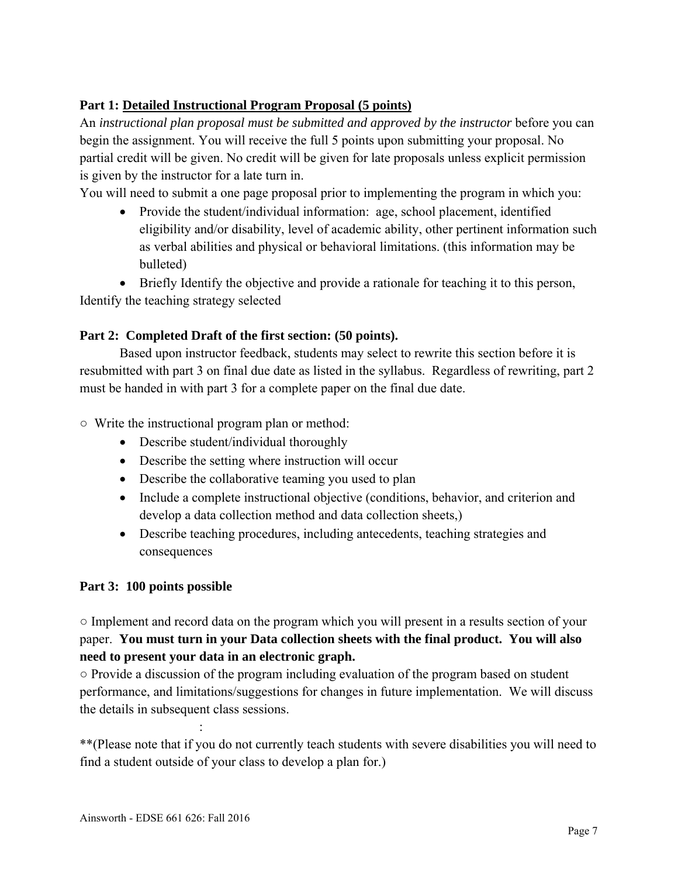**Part 1: Detailed Instructional Program Proposal (5 points)**

An *instructional plan proposal must be submitted and approved by the instructor* before you can begin the assignment. You will receive the full 5 points upon submitting your proposal. No partial credit will be given. No credit will be given for late proposals unless explicit permission is given by the instructor for a late turn in.

You will need to submit a one page proposal prior to implementing the program in which you:

- Provide the student/individual information: age, school placement, identified eligibility and/or disability, level of academic ability, other pertinent information such as verbal abilities and physical or behavioral limitations. (this information may be bulleted)
- Briefly Identify the objective and provide a rationale for teaching it to this person,

Identify the teaching strategy selected

**Part 2: Completed Draft of the first section: (50 points).**

Based upon instructor feedback, students may select to rewrite this section before it is resubmitted with part 3 on final due date as listed in the syllabus. Regardless of rewriting, part 2 must be handed in with part 3 for a complete paper on the final due date.

○ Write the instructional program plan or method:

- Describe student/individual thoroughly
- Describe the setting where instruction will occur
- Describe the collaborative teaming you used to plan
- Include a complete instructional objective (conditions, behavior, and criterion and develop a data collection method and data collection sheets,)
- Describe teaching procedures, including antecedents, teaching strategies and consequences

**Part 3: 100 points possible**

○ Implement and record data on the program which you will present in a results section of your paper. **You must turn in your Data collection sheets with the final product. You will also need to present your data in an electronic graph.**

○ Provide a discussion of the program including evaluation of the program based on student performance, and limitations/suggestions for changes in future implementation. We will discuss the details in subsequent class sessions.

:

**(Please note that if you do not currently teach students with severe disabilities you will need to find a student outside of your class to develop a plan for.)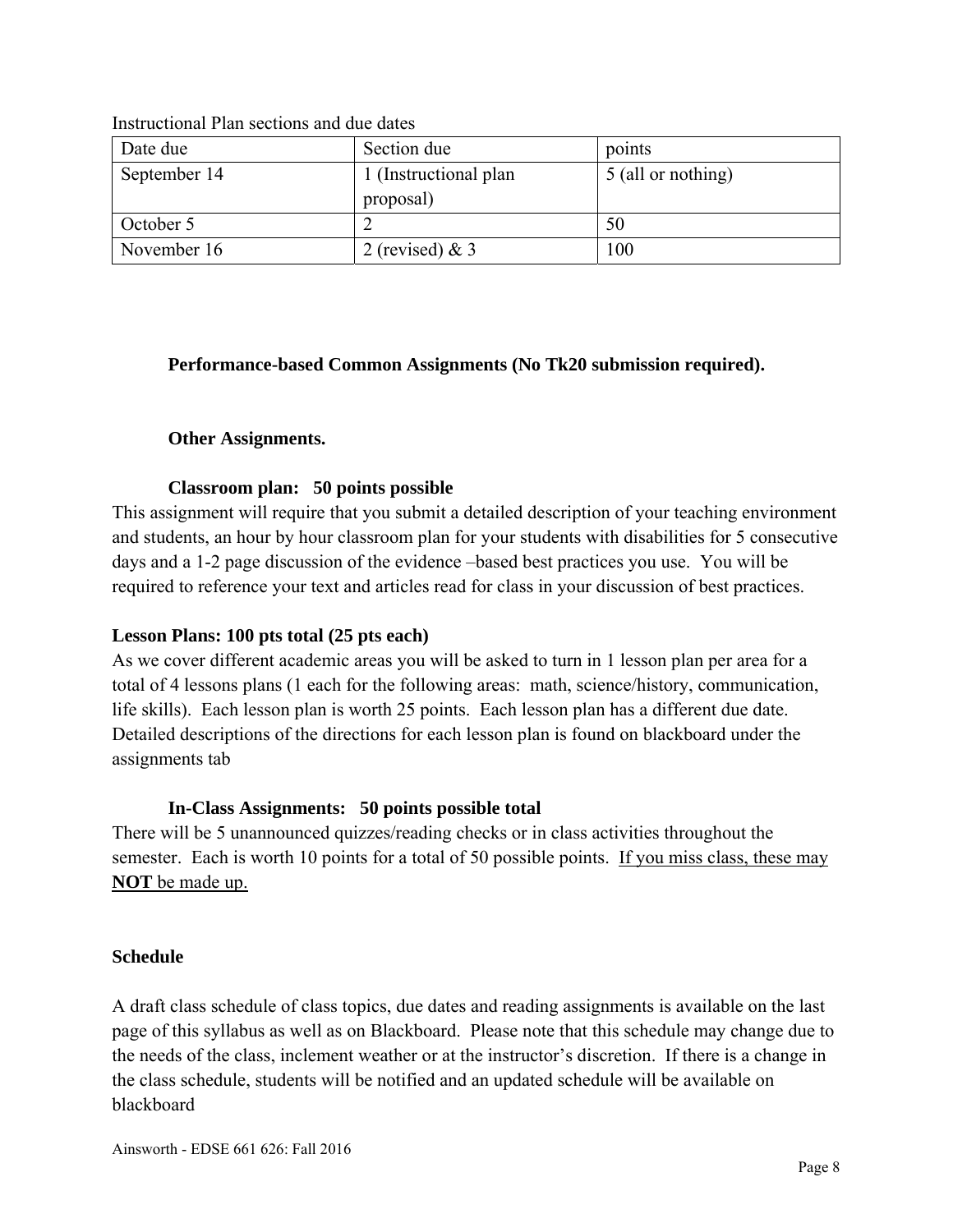Instructional Plan sections and due dates

| Date due | Section due | points |
| --- | --- | --- |
| September 14 | 1 (Instructional plan proposal) | 5 (all or nothing) |
| October 5 | 2 | 50 |
| November 16 | 2 (revised) & 3 | 100 |

**Performance-based Common Assignments (No Tk20 submission required).**

**Other Assignments.**

**Classroom plan: 50 points possible**

This assignment will require that you submit a detailed description of your teaching environment and students, an hour by hour classroom plan for your students with disabilities for 5 consecutive days and a 1-2 page discussion of the evidence –based best practices you use. You will be required to reference your text and articles read for class in your discussion of best practices.

**Lesson Plans: 100 pts total (25 pts each)**

As we cover different academic areas you will be asked to turn in 1 lesson plan per area for a total of 4 lessons plans (1 each for the following areas: math, science/history, communication, life skills). Each lesson plan is worth 25 points. Each lesson plan has a different due date. Detailed descriptions of the directions for each lesson plan is found on blackboard under the assignments tab

**In-Class Assignments: 50 points possible total**

There will be 5 unannounced quizzes/reading checks or in class activities throughout the semester. Each is worth 10 points for a total of 50 possible points. If you miss class, these may **NOT** be made up.

**Schedule**

A draft class schedule of class topics, due dates and reading assignments is available on the last page of this syllabus as well as on Blackboard. Please note that this schedule may change due to the needs of the class, inclement weather or at the instructor's discretion. If there is a change in the class schedule, students will be notified and an updated schedule will be available on blackboard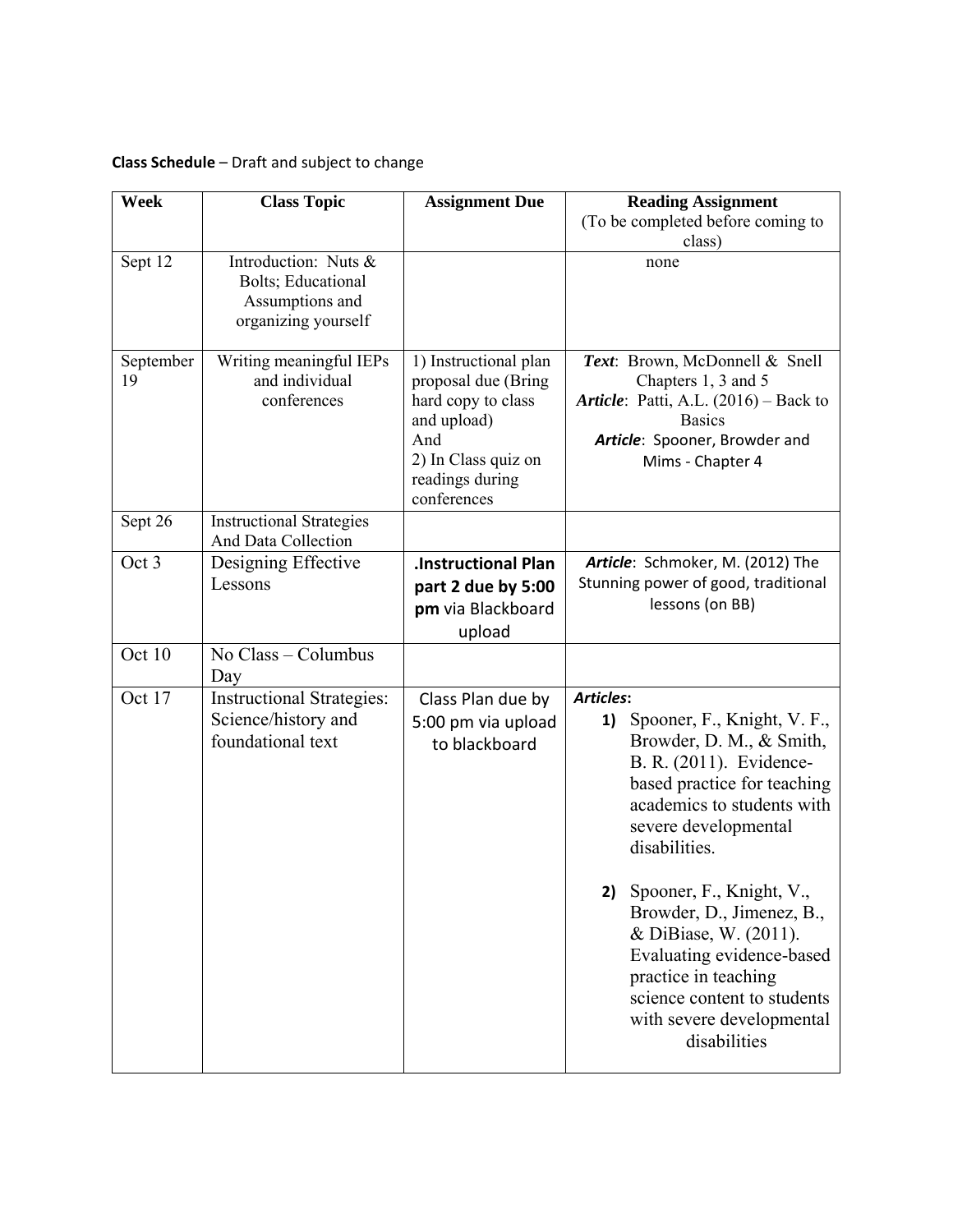**Class Schedule** – Draft and subject to change

| Week | Class Topic | Assignment Due | Reading Assignment (To be completed before coming to class) |
|---|---|---|---|
| Sept 12 | Introduction: Nuts & Bolts; Educational Assumptions and organizing yourself | | none |
| September 19 | Writing meaningful IEPs and individual conferences | 1) Instructional plan proposal due (Bring hard copy to class and upload) And 2) In Class quiz on readings during conferences | ***Text***: Brown, McDonnell & Snell Chapters 1, 3 and 5 ***Article***: Patti, A.L. (2016) – Back to Basics ***Article***: Spooner, Browder and Mims - Chapter 4 |
| Sept 26 | Instructional Strategies And Data Collection | | |
| Oct 3 | Designing Effective Lessons | **.Instructional Plan part 2 due by 5:00 pm** via Blackboard upload | ***Article***: Schmoker, M. (2012) The Stunning power of good, traditional lessons (on BB) |
| Oct 10 | No Class – Columbus Day | | |
| Oct 17 | Instructional Strategies: Science/history and foundational text | Class Plan due by 5:00 pm via upload to blackboard | ***Articles*:** **1)** Spooner, F., Knight, V. F., Browder, D. M., & Smith, B. R. (2011). Evidence-based practice for teaching academics to students with severe developmental disabilities. **2)** Spooner, F., Knight, V., Browder, D., Jimenez, B., & DiBiase, W. (2011). Evaluating evidence-based practice in teaching science content to students with severe developmental disabilities |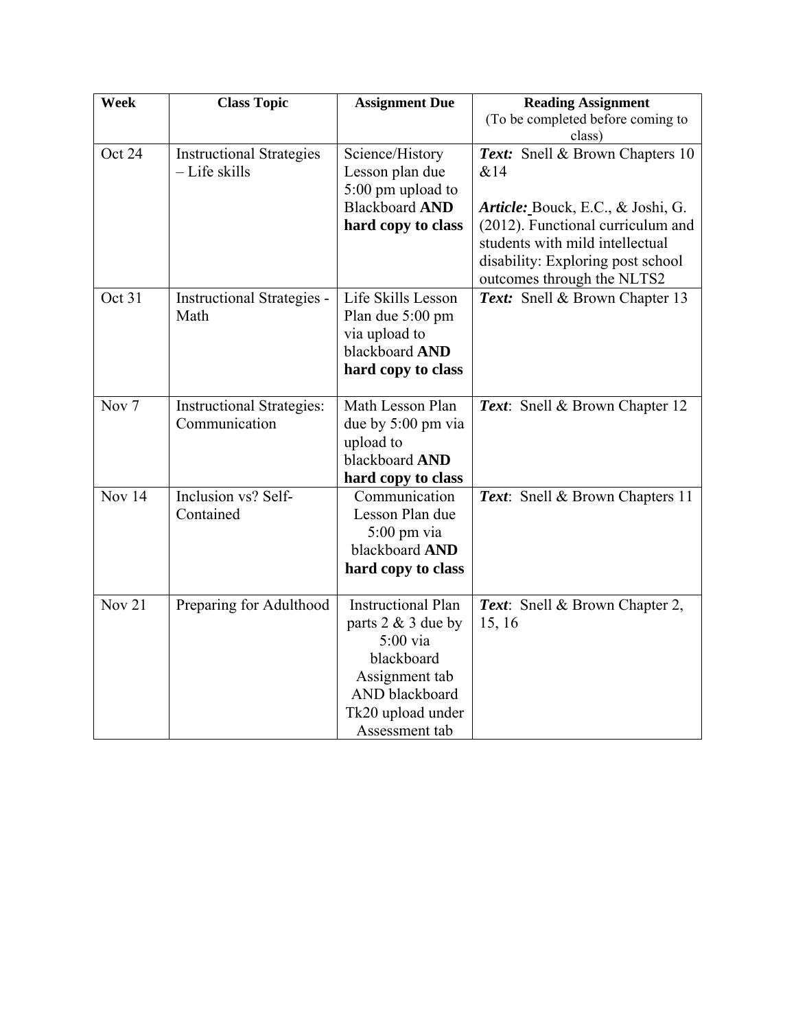| Week | Class Topic | Assignment Due | Reading Assignment (To be completed before coming to class) |
|---|---|---|---|
| Oct 24 | Instructional Strategies – Life skills | Science/History Lesson plan due 5:00 pm upload to Blackboard **AND hard copy to class** | ***Text:*** Snell & Brown Chapters 10 &14<br><br>***Article:*** Bouck, E.C., & Joshi, G. (2012). Functional curriculum and students with mild intellectual disability: Exploring post school outcomes through the NLTS2 |
| Oct 31 | Instructional Strategies - Math | Life Skills Lesson Plan due 5:00 pm via upload to blackboard **AND hard copy to class** | ***Text:*** Snell & Brown Chapter 13 |
| Nov 7 | Instructional Strategies: Communication | Math Lesson Plan due by 5:00 pm via upload to blackboard **AND hard copy to class** | ***Text***: Snell & Brown Chapter 12 |
| Nov 14 | Inclusion vs? Self-Contained | Communication Lesson Plan due 5:00 pm via blackboard **AND hard copy to class** | ***Text***: Snell & Brown Chapters 11 |
| Nov 21 | Preparing for Adulthood | Instructional Plan parts 2 & 3 due by 5:00 via blackboard Assignment tab AND blackboard Tk20 upload under Assessment tab | ***Text***: Snell & Brown Chapter 2, 15, 16 |